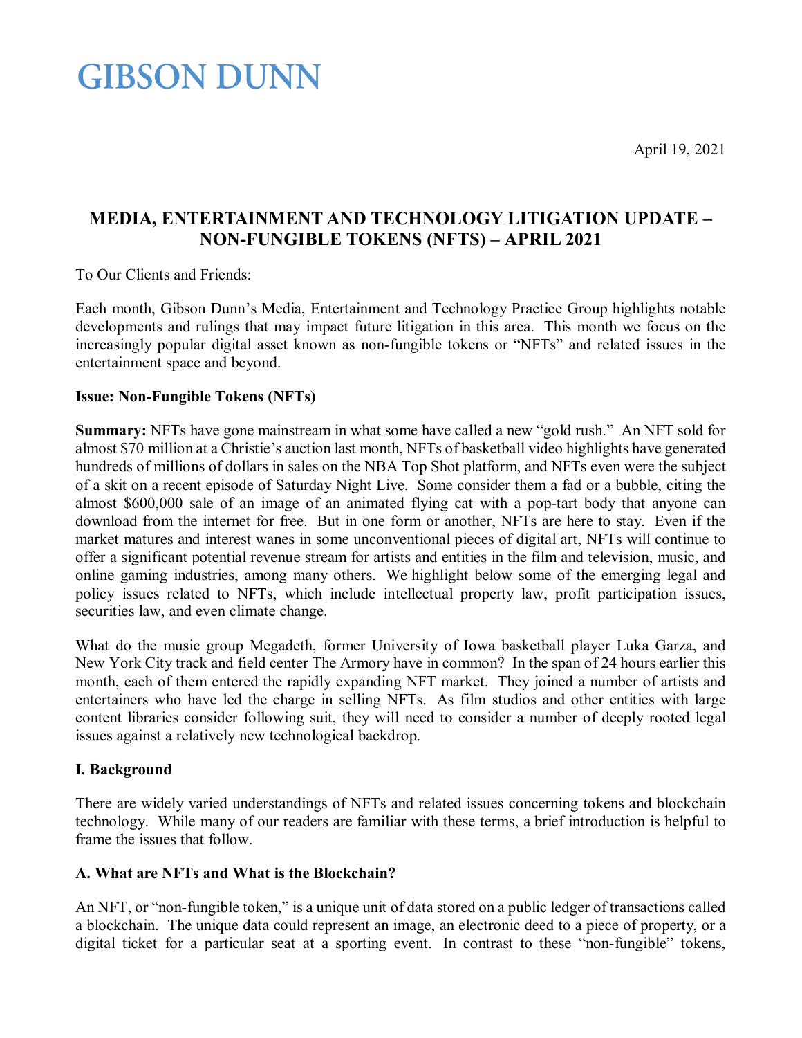# GIBSON DUNN

April 19, 2021

## MEDIA, ENTERTAINMENT AND TECHNOLOGY LITIGATION UPDATE – NON-FUNGIBLE TOKENS (NFTS) – APRIL 2021

To Our Clients and Friends:

Each month, Gibson Dunn's Media, Entertainment and Technology Practice Group highlights notable developments and rulings that may impact future litigation in this area. This month we focus on the increasingly popular digital asset known as non-fungible tokens or "NFTs" and related issues in the entertainment space and beyond.

**Issue: Non-Fungible Tokens (NFTs)**

**Summary:** NFTs have gone mainstream in what some have called a new "gold rush." An NFT sold for almost $70 million at a Christie's auction last month, NFTs of basketball video highlights have generated hundreds of millions of dollars in sales on the NBA Top Shot platform, and NFTs even were the subject of a skit on a recent episode of Saturday Night Live. Some consider them a fad or a bubble, citing the almost $600,000 sale of an image of an animated flying cat with a pop-tart body that anyone can download from the internet for free. But in one form or another, NFTs are here to stay. Even if the market matures and interest wanes in some unconventional pieces of digital art, NFTs will continue to offer a significant potential revenue stream for artists and entities in the film and television, music, and online gaming industries, among many others. We highlight below some of the emerging legal and policy issues related to NFTs, which include intellectual property law, profit participation issues, securities law, and even climate change.

What do the music group Megadeth, former University of Iowa basketball player Luka Garza, and New York City track and field center The Armory have in common? In the span of 24 hours earlier this month, each of them entered the rapidly expanding NFT market. They joined a number of artists and entertainers who have led the charge in selling NFTs. As film studios and other entities with large content libraries consider following suit, they will need to consider a number of deeply rooted legal issues against a relatively new technological backdrop.

### I. Background

There are widely varied understandings of NFTs and related issues concerning tokens and blockchain technology. While many of our readers are familiar with these terms, a brief introduction is helpful to frame the issues that follow.

### A. What are NFTs and What is the Blockchain?

An NFT, or "non-fungible token," is a unique unit of data stored on a public ledger of transactions called a blockchain. The unique data could represent an image, an electronic deed to a piece of property, or a digital ticket for a particular seat at a sporting event. In contrast to these "non-fungible" tokens,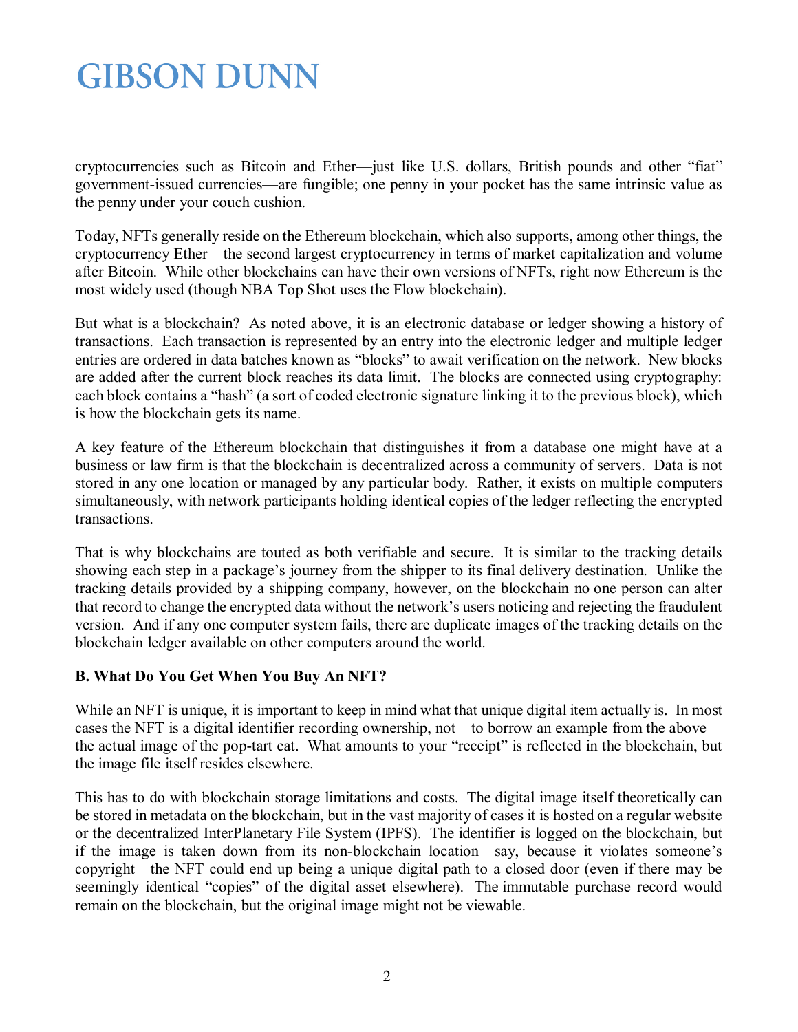cryptocurrencies such as Bitcoin and Ether—just like U.S. dollars, British pounds and other "fiat" government-issued currencies—are fungible; one penny in your pocket has the same intrinsic value as the penny under your couch cushion.

Today, NFTs generally reside on the Ethereum blockchain, which also supports, among other things, the cryptocurrency Ether—the second largest cryptocurrency in terms of market capitalization and volume after Bitcoin. While other blockchains can have their own versions of NFTs, right now Ethereum is the most widely used (though NBA Top Shot uses the Flow blockchain).

But what is a blockchain? As noted above, it is an electronic database or ledger showing a history of transactions. Each transaction is represented by an entry into the electronic ledger and multiple ledger entries are ordered in data batches known as "blocks" to await verification on the network. New blocks are added after the current block reaches its data limit. The blocks are connected using cryptography: each block contains a "hash" (a sort of coded electronic signature linking it to the previous block), which is how the blockchain gets its name.

A key feature of the Ethereum blockchain that distinguishes it from a database one might have at a business or law firm is that the blockchain is decentralized across a community of servers. Data is not stored in any one location or managed by any particular body. Rather, it exists on multiple computers simultaneously, with network participants holding identical copies of the ledger reflecting the encrypted transactions.

That is why blockchains are touted as both verifiable and secure. It is similar to the tracking details showing each step in a package's journey from the shipper to its final delivery destination. Unlike the tracking details provided by a shipping company, however, on the blockchain no one person can alter that record to change the encrypted data without the network's users noticing and rejecting the fraudulent version. And if any one computer system fails, there are duplicate images of the tracking details on the blockchain ledger available on other computers around the world.

**B. What Do You Get When You Buy An NFT?**

While an NFT is unique, it is important to keep in mind what that unique digital item actually is. In most cases the NFT is a digital identifier recording ownership, not—to borrow an example from the above—the actual image of the pop-tart cat. What amounts to your "receipt" is reflected in the blockchain, but the image file itself resides elsewhere.

This has to do with blockchain storage limitations and costs. The digital image itself theoretically can be stored in metadata on the blockchain, but in the vast majority of cases it is hosted on a regular website or the decentralized InterPlanetary File System (IPFS). The identifier is logged on the blockchain, but if the image is taken down from its non-blockchain location—say, because it violates someone's copyright—the NFT could end up being a unique digital path to a closed door (even if there may be seemingly identical "copies" of the digital asset elsewhere). The immutable purchase record would remain on the blockchain, but the original image might not be viewable.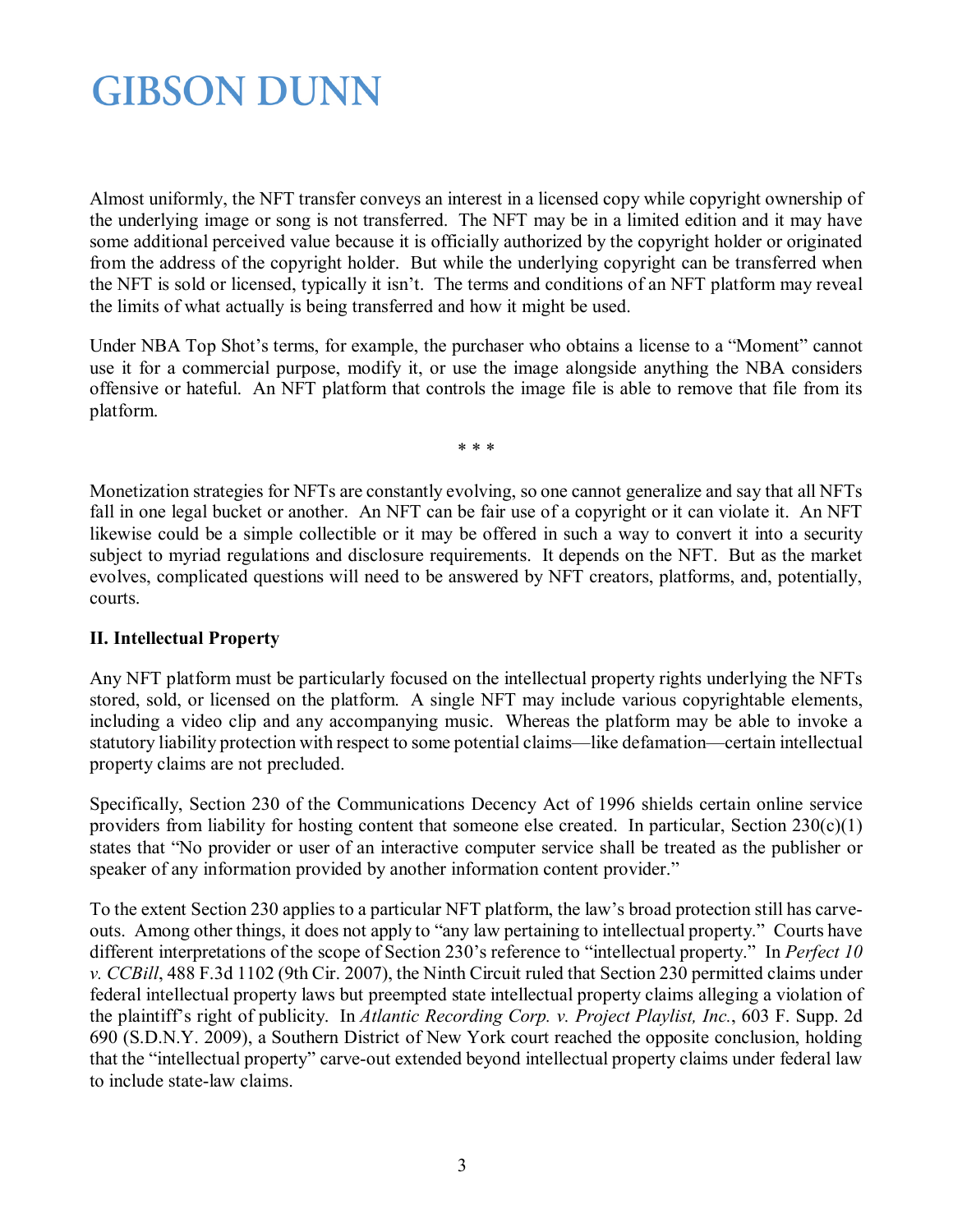Almost uniformly, the NFT transfer conveys an interest in a licensed copy while copyright ownership of the underlying image or song is not transferred. The NFT may be in a limited edition and it may have some additional perceived value because it is officially authorized by the copyright holder or originated from the address of the copyright holder. But while the underlying copyright can be transferred when the NFT is sold or licensed, typically it isn't. The terms and conditions of an NFT platform may reveal the limits of what actually is being transferred and how it might be used.

Under NBA Top Shot's terms, for example, the purchaser who obtains a license to a "Moment" cannot use it for a commercial purpose, modify it, or use the image alongside anything the NBA considers offensive or hateful. An NFT platform that controls the image file is able to remove that file from its platform.

\* \* \*

Monetization strategies for NFTs are constantly evolving, so one cannot generalize and say that all NFTs fall in one legal bucket or another. An NFT can be fair use of a copyright or it can violate it. An NFT likewise could be a simple collectible or it may be offered in such a way to convert it into a security subject to myriad regulations and disclosure requirements. It depends on the NFT. But as the market evolves, complicated questions will need to be answered by NFT creators, platforms, and, potentially, courts.

**II. Intellectual Property**

Any NFT platform must be particularly focused on the intellectual property rights underlying the NFTs stored, sold, or licensed on the platform. A single NFT may include various copyrightable elements, including a video clip and any accompanying music. Whereas the platform may be able to invoke a statutory liability protection with respect to some potential claims—like defamation—certain intellectual property claims are not precluded.

Specifically, Section 230 of the Communications Decency Act of 1996 shields certain online service providers from liability for hosting content that someone else created. In particular, Section 230(c)(1) states that "No provider or user of an interactive computer service shall be treated as the publisher or speaker of any information provided by another information content provider."

To the extent Section 230 applies to a particular NFT platform, the law's broad protection still has carve-outs. Among other things, it does not apply to "any law pertaining to intellectual property." Courts have different interpretations of the scope of Section 230's reference to "intellectual property." In *Perfect 10 v. CCBill*, 488 F.3d 1102 (9th Cir. 2007), the Ninth Circuit ruled that Section 230 permitted claims under federal intellectual property laws but preempted state intellectual property claims alleging a violation of the plaintiff's right of publicity. In *Atlantic Recording Corp. v. Project Playlist, Inc.*, 603 F. Supp. 2d 690 (S.D.N.Y. 2009), a Southern District of New York court reached the opposite conclusion, holding that the "intellectual property" carve-out extended beyond intellectual property claims under federal law to include state-law claims.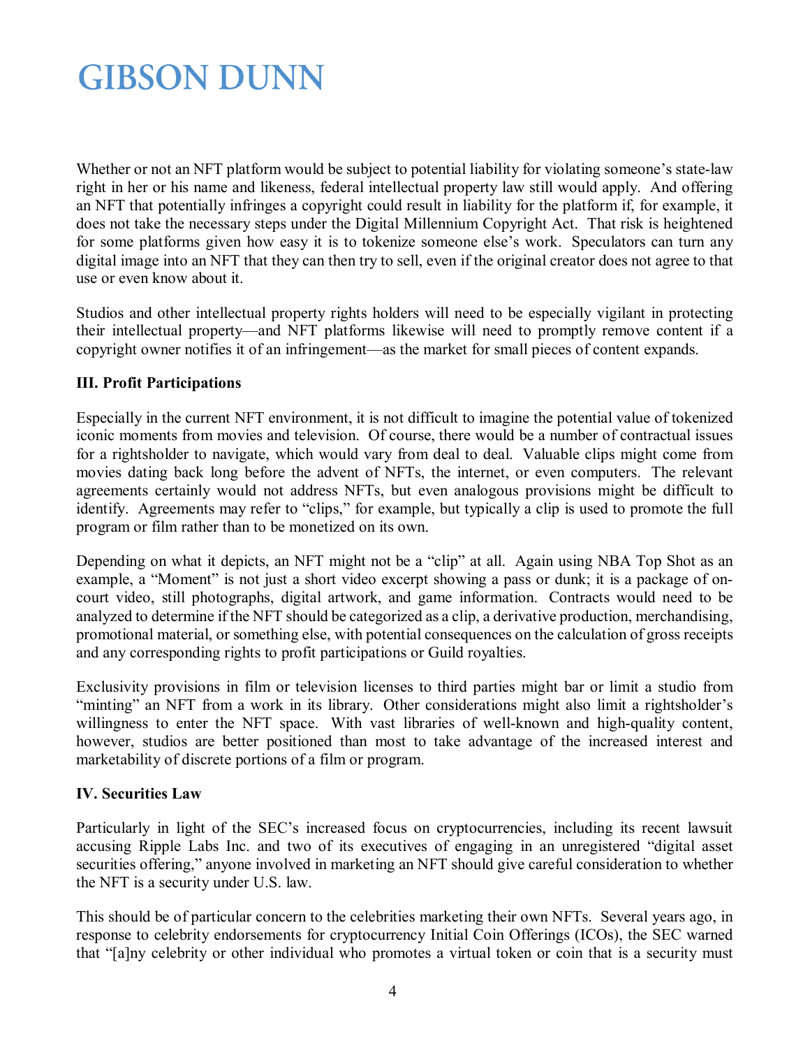Whether or not an NFT platform would be subject to potential liability for violating someone's state-law right in her or his name and likeness, federal intellectual property law still would apply. And offering an NFT that potentially infringes a copyright could result in liability for the platform if, for example, it does not take the necessary steps under the Digital Millennium Copyright Act. That risk is heightened for some platforms given how easy it is to tokenize someone else's work. Speculators can turn any digital image into an NFT that they can then try to sell, even if the original creator does not agree to that use or even know about it.

Studios and other intellectual property rights holders will need to be especially vigilant in protecting their intellectual property—and NFT platforms likewise will need to promptly remove content if a copyright owner notifies it of an infringement—as the market for small pieces of content expands.

**III. Profit Participations**

Especially in the current NFT environment, it is not difficult to imagine the potential value of tokenized iconic moments from movies and television. Of course, there would be a number of contractual issues for a rightsholder to navigate, which would vary from deal to deal. Valuable clips might come from movies dating back long before the advent of NFTs, the internet, or even computers. The relevant agreements certainly would not address NFTs, but even analogous provisions might be difficult to identify. Agreements may refer to "clips," for example, but typically a clip is used to promote the full program or film rather than to be monetized on its own.

Depending on what it depicts, an NFT might not be a "clip" at all. Again using NBA Top Shot as an example, a "Moment" is not just a short video excerpt showing a pass or dunk; it is a package of on-court video, still photographs, digital artwork, and game information. Contracts would need to be analyzed to determine if the NFT should be categorized as a clip, a derivative production, merchandising, promotional material, or something else, with potential consequences on the calculation of gross receipts and any corresponding rights to profit participations or Guild royalties.

Exclusivity provisions in film or television licenses to third parties might bar or limit a studio from "minting" an NFT from a work in its library. Other considerations might also limit a rightsholder's willingness to enter the NFT space. With vast libraries of well-known and high-quality content, however, studios are better positioned than most to take advantage of the increased interest and marketability of discrete portions of a film or program.

**IV. Securities Law**

Particularly in light of the SEC's increased focus on cryptocurrencies, including its recent lawsuit accusing Ripple Labs Inc. and two of its executives of engaging in an unregistered "digital asset securities offering," anyone involved in marketing an NFT should give careful consideration to whether the NFT is a security under U.S. law.

This should be of particular concern to the celebrities marketing their own NFTs. Several years ago, in response to celebrity endorsements for cryptocurrency Initial Coin Offerings (ICOs), the SEC warned that "[a]ny celebrity or other individual who promotes a virtual token or coin that is a security must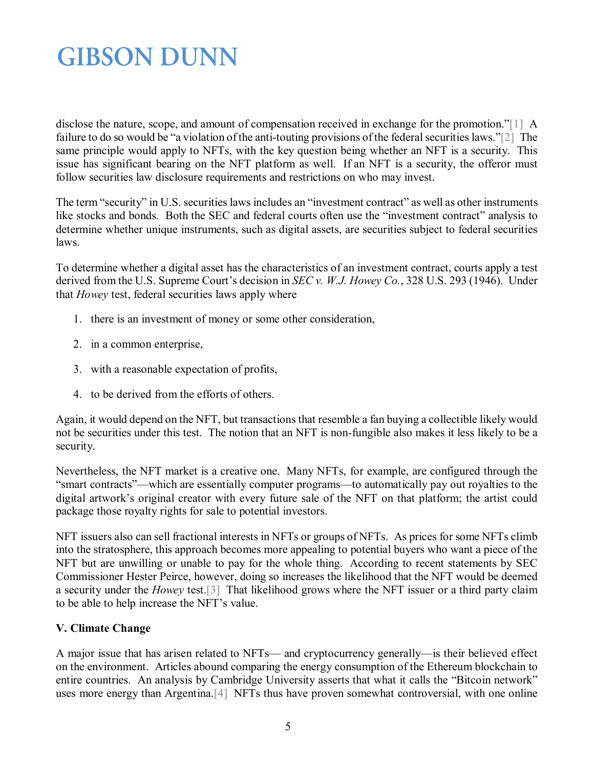disclose the nature, scope, and amount of compensation received in exchange for the promotion."[1] A failure to do so would be "a violation of the anti-touting provisions of the federal securities laws."[2] The same principle would apply to NFTs, with the key question being whether an NFT is a security. This issue has significant bearing on the NFT platform as well. If an NFT is a security, the offeror must follow securities law disclosure requirements and restrictions on who may invest.

The term "security" in U.S. securities laws includes an "investment contract" as well as other instruments like stocks and bonds. Both the SEC and federal courts often use the "investment contract" analysis to determine whether unique instruments, such as digital assets, are securities subject to federal securities laws.

To determine whether a digital asset has the characteristics of an investment contract, courts apply a test derived from the U.S. Supreme Court's decision in *SEC v. W.J. Howey Co.*, 328 U.S. 293 (1946). Under that *Howey* test, federal securities laws apply where

1. there is an investment of money or some other consideration,
2. in a common enterprise,
3. with a reasonable expectation of profits,
4. to be derived from the efforts of others.

Again, it would depend on the NFT, but transactions that resemble a fan buying a collectible likely would not be securities under this test. The notion that an NFT is non-fungible also makes it less likely to be a security.

Nevertheless, the NFT market is a creative one. Many NFTs, for example, are configured through the "smart contracts"—which are essentially computer programs—to automatically pay out royalties to the digital artwork's original creator with every future sale of the NFT on that platform; the artist could package those royalty rights for sale to potential investors.

NFT issuers also can sell fractional interests in NFTs or groups of NFTs. As prices for some NFTs climb into the stratosphere, this approach becomes more appealing to potential buyers who want a piece of the NFT but are unwilling or unable to pay for the whole thing. According to recent statements by SEC Commissioner Hester Peirce, however, doing so increases the likelihood that the NFT would be deemed a security under the *Howey* test.[3] That likelihood grows where the NFT issuer or a third party claim to be able to help increase the NFT's value.

**V. Climate Change**

A major issue that has arisen related to NFTs— and cryptocurrency generally—is their believed effect on the environment. Articles abound comparing the energy consumption of the Ethereum blockchain to entire countries. An analysis by Cambridge University asserts that what it calls the "Bitcoin network" uses more energy than Argentina.[4] NFTs thus have proven somewhat controversial, with one online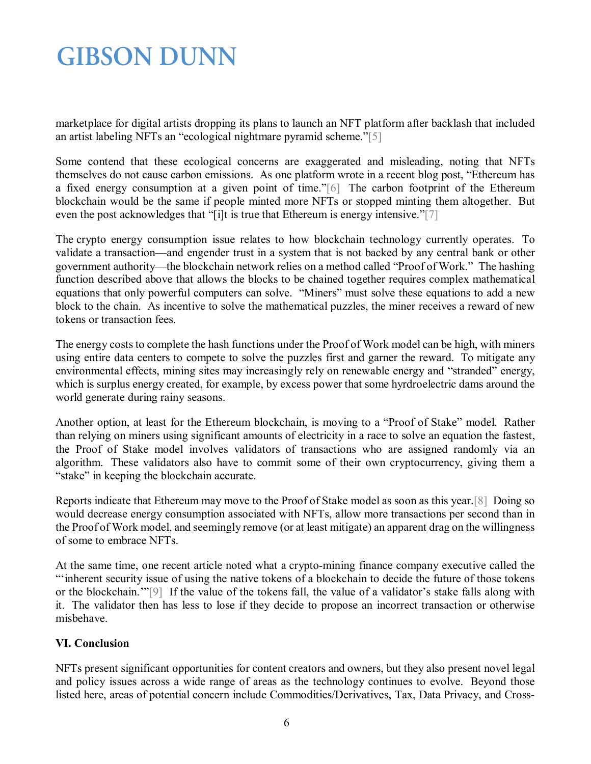marketplace for digital artists dropping its plans to launch an NFT platform after backlash that included an artist labeling NFTs an "ecological nightmare pyramid scheme."[5]

Some contend that these ecological concerns are exaggerated and misleading, noting that NFTs themselves do not cause carbon emissions. As one platform wrote in a recent blog post, "Ethereum has a fixed energy consumption at a given point of time."[6] The carbon footprint of the Ethereum blockchain would be the same if people minted more NFTs or stopped minting them altogether. But even the post acknowledges that "[i]t is true that Ethereum is energy intensive."[7]

The crypto energy consumption issue relates to how blockchain technology currently operates. To validate a transaction—and engender trust in a system that is not backed by any central bank or other government authority—the blockchain network relies on a method called "Proof of Work." The hashing function described above that allows the blocks to be chained together requires complex mathematical equations that only powerful computers can solve. "Miners" must solve these equations to add a new block to the chain. As incentive to solve the mathematical puzzles, the miner receives a reward of new tokens or transaction fees.

The energy costs to complete the hash functions under the Proof of Work model can be high, with miners using entire data centers to compete to solve the puzzles first and garner the reward. To mitigate any environmental effects, mining sites may increasingly rely on renewable energy and "stranded" energy, which is surplus energy created, for example, by excess power that some hyrdroelectric dams around the world generate during rainy seasons.

Another option, at least for the Ethereum blockchain, is moving to a "Proof of Stake" model. Rather than relying on miners using significant amounts of electricity in a race to solve an equation the fastest, the Proof of Stake model involves validators of transactions who are assigned randomly via an algorithm. These validators also have to commit some of their own cryptocurrency, giving them a "stake" in keeping the blockchain accurate.

Reports indicate that Ethereum may move to the Proof of Stake model as soon as this year.[8] Doing so would decrease energy consumption associated with NFTs, allow more transactions per second than in the Proof of Work model, and seemingly remove (or at least mitigate) an apparent drag on the willingness of some to embrace NFTs.

At the same time, one recent article noted what a crypto-mining finance company executive called the "'inherent security issue of using the native tokens of a blockchain to decide the future of those tokens or the blockchain.'"[9] If the value of the tokens fall, the value of a validator's stake falls along with it. The validator then has less to lose if they decide to propose an incorrect transaction or otherwise misbehave.

**VI. Conclusion**

NFTs present significant opportunities for content creators and owners, but they also present novel legal and policy issues across a wide range of areas as the technology continues to evolve. Beyond those listed here, areas of potential concern include Commodities/Derivatives, Tax, Data Privacy, and Cross-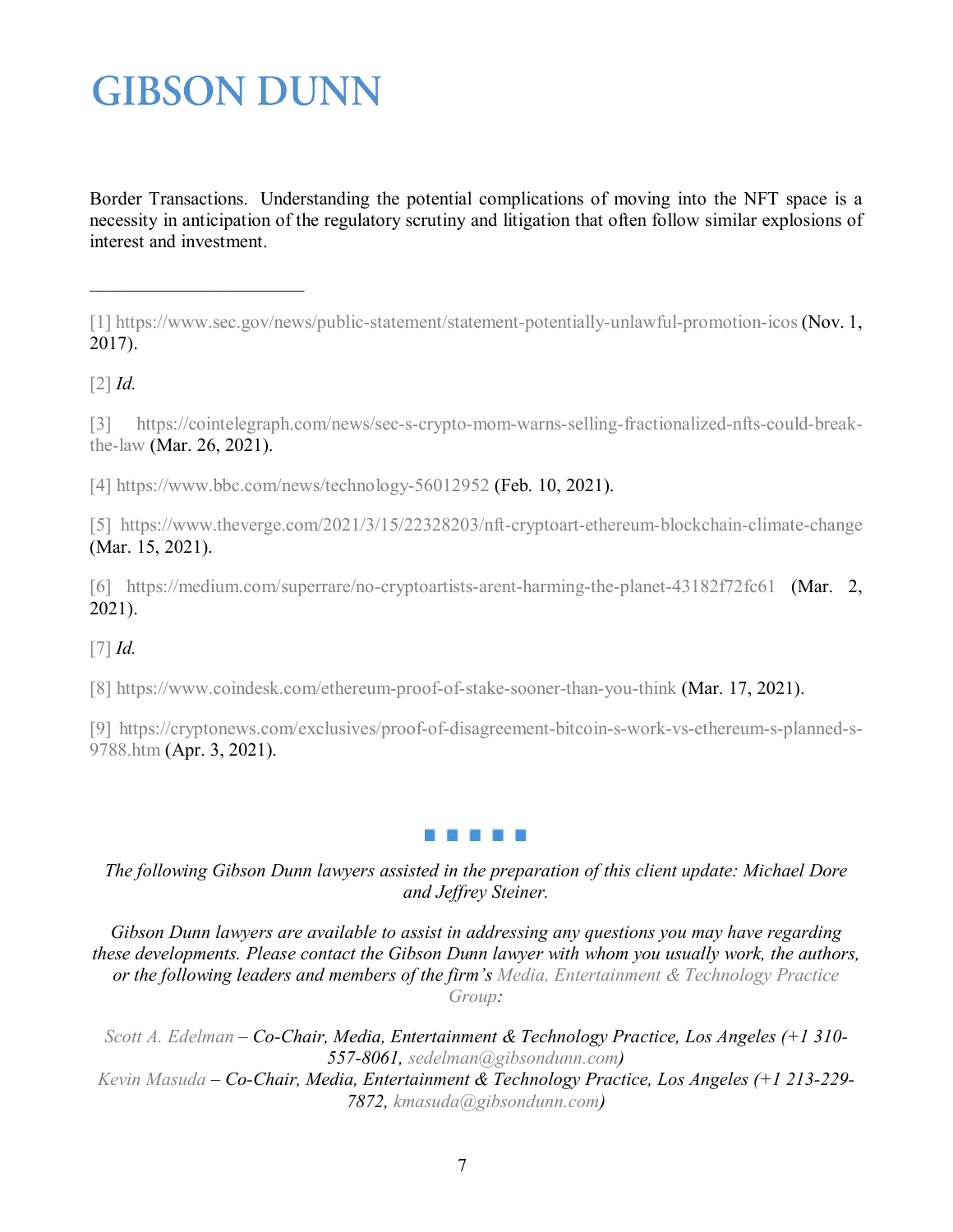Border Transactions. Understanding the potential complications of moving into the NFT space is a necessity in anticipation of the regulatory scrutiny and litigation that often follow similar explosions of interest and investment.

---

[1] https://www.sec.gov/news/public-statement/statement-potentially-unlawful-promotion-icos (Nov. 1, 2017).

[2] *Id.*

[3] https://cointelegraph.com/news/sec-s-crypto-mom-warns-selling-fractionalized-nfts-could-break-the-law (Mar. 26, 2021).

[4] https://www.bbc.com/news/technology-56012952 (Feb. 10, 2021).

[5] https://www.theverge.com/2021/3/15/22328203/nft-cryptoart-ethereum-blockchain-climate-change (Mar. 15, 2021).

[6] https://medium.com/superrare/no-cryptoartists-arent-harming-the-planet-43182f72fc61 (Mar. 2, 2021).

[7] *Id.*

[8] https://www.coindesk.com/ethereum-proof-of-stake-sooner-than-you-think (Mar. 17, 2021).

[9] https://cryptonews.com/exclusives/proof-of-disagreement-bitcoin-s-work-vs-ethereum-s-planned-s-9788.htm (Apr. 3, 2021).

▪ ▪ ▪ ▪ ▪

*The following Gibson Dunn lawyers assisted in the preparation of this client update: Michael Dore and Jeffrey Steiner.*

*Gibson Dunn lawyers are available to assist in addressing any questions you may have regarding these developments. Please contact the Gibson Dunn lawyer with whom you usually work, the authors, or the following leaders and members of the firm's Media, Entertainment & Technology Practice Group:*

*Scott A. Edelman – Co-Chair, Media, Entertainment & Technology Practice, Los Angeles (+1 310-557-8061, sedelman@gibsondunn.com)*
*Kevin Masuda – Co-Chair, Media, Entertainment & Technology Practice, Los Angeles (+1 213-229-7872, kmasuda@gibsondunn.com)*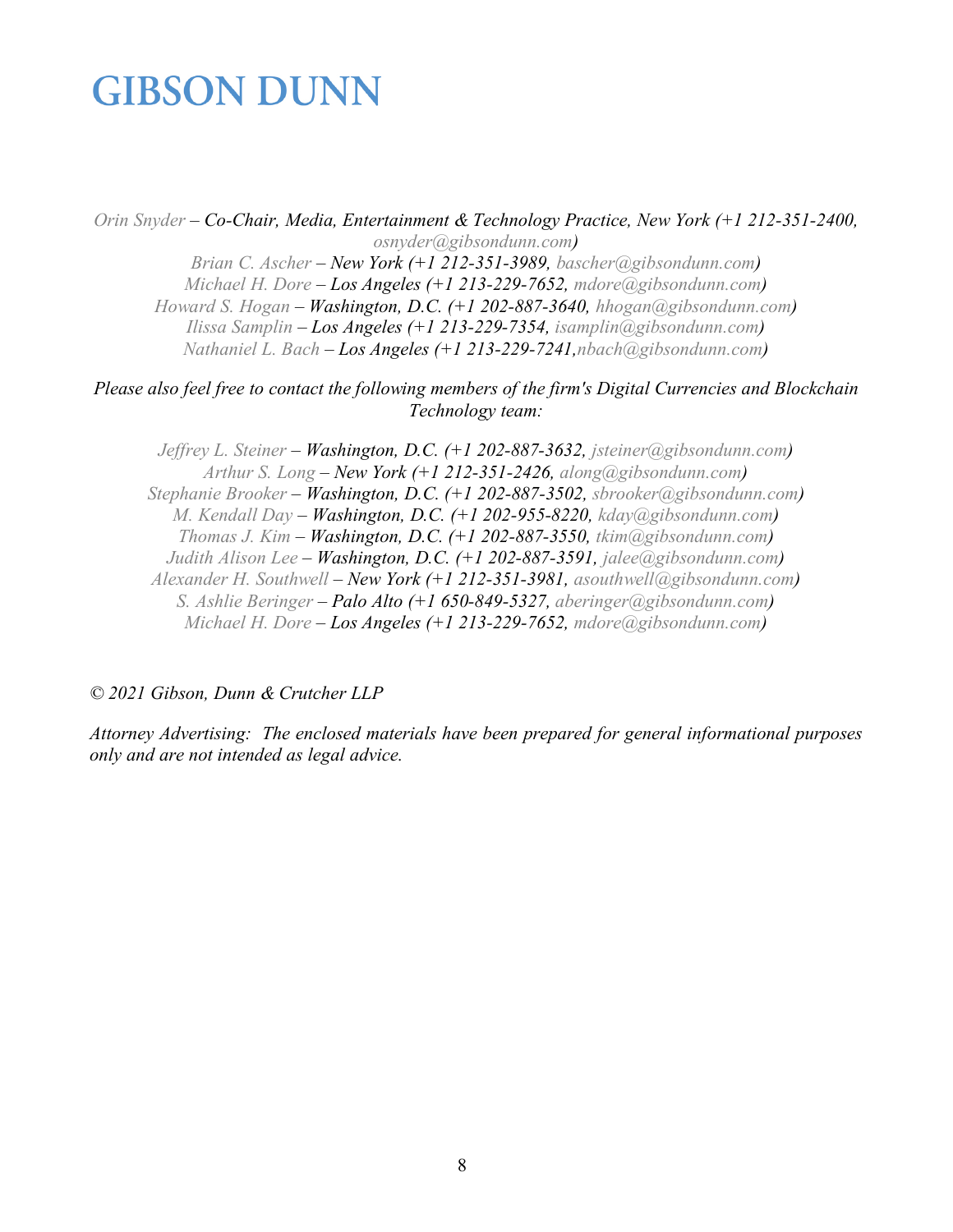# GIBSON DUNN

*Orin Snyder – Co-Chair, Media, Entertainment & Technology Practice, New York (+1 212-351-2400, osnyder@gibsondunn.com)*
*Brian C. Ascher – New York (+1 212-351-3989, bascher@gibsondunn.com)*
*Michael H. Dore – Los Angeles (+1 213-229-7652, mdore@gibsondunn.com)*
*Howard S. Hogan – Washington, D.C. (+1 202-887-3640, hhogan@gibsondunn.com)*
*Ilissa Samplin – Los Angeles (+1 213-229-7354, isamplin@gibsondunn.com)*
*Nathaniel L. Bach – Los Angeles (+1 213-229-7241,nbach@gibsondunn.com)*

*Please also feel free to contact the following members of the firm's Digital Currencies and Blockchain Technology team:*

*Jeffrey L. Steiner – Washington, D.C. (+1 202-887-3632, jsteiner@gibsondunn.com)*
*Arthur S. Long – New York (+1 212-351-2426, along@gibsondunn.com)*
*Stephanie Brooker – Washington, D.C. (+1 202-887-3502, sbrooker@gibsondunn.com)*
*M. Kendall Day – Washington, D.C. (+1 202-955-8220, kday@gibsondunn.com)*
*Thomas J. Kim – Washington, D.C. (+1 202-887-3550, tkim@gibsondunn.com)*
*Judith Alison Lee – Washington, D.C. (+1 202-887-3591, jalee@gibsondunn.com)*
*Alexander H. Southwell – New York (+1 212-351-3981, asouthwell@gibsondunn.com)*
*S. Ashlie Beringer – Palo Alto (+1 650-849-5327, aberinger@gibsondunn.com)*
*Michael H. Dore – Los Angeles (+1 213-229-7652, mdore@gibsondunn.com)*

*© 2021 Gibson, Dunn & Crutcher LLP*

*Attorney Advertising: The enclosed materials have been prepared for general informational purposes only and are not intended as legal advice.*